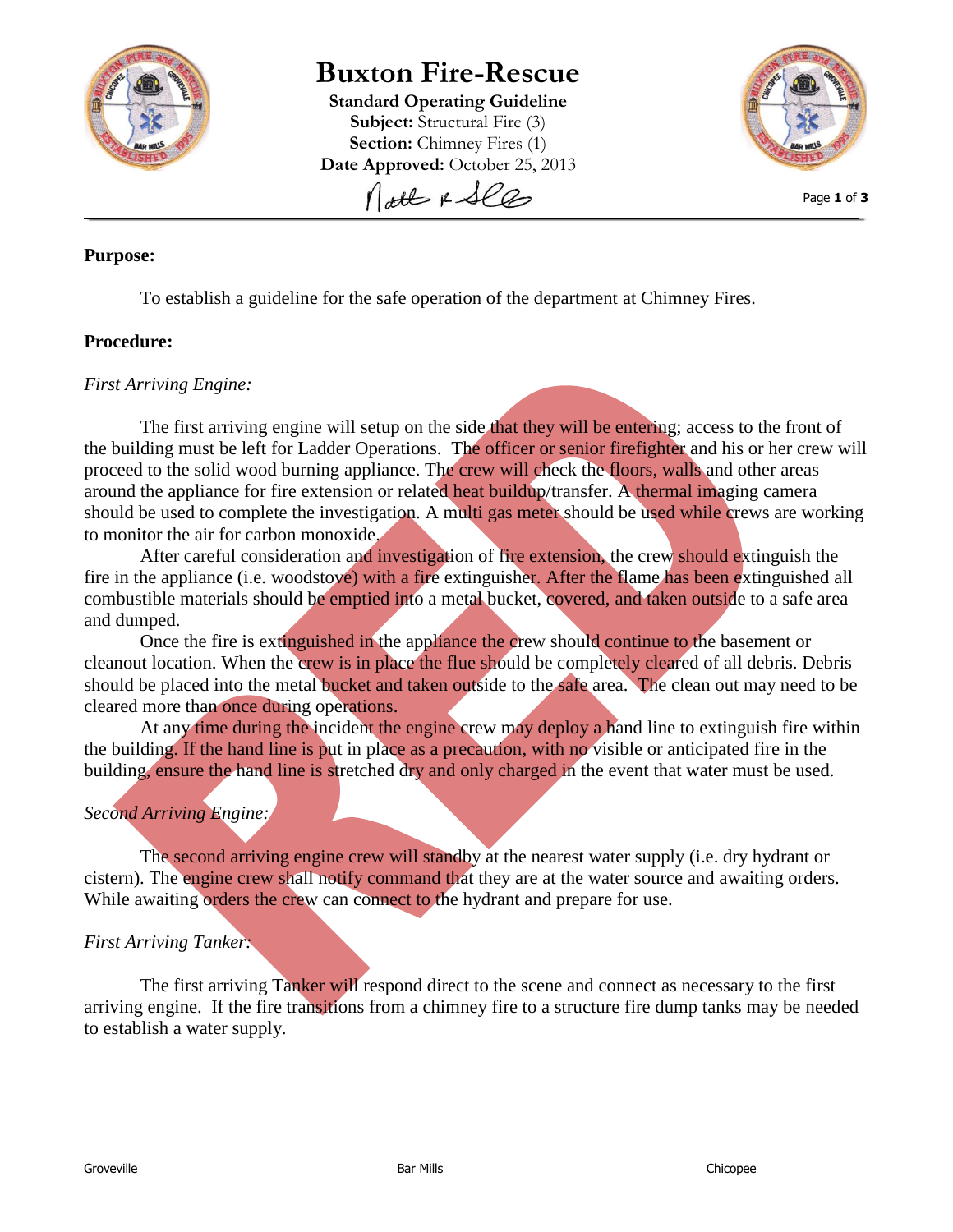# Buxton Fire-Rescue

**Standard Operating Guideline**
**Subject:** Structural Fire (3)
**Section:** Chimney Fires (1)
**Date Approved:** October 25, 2013

**Purpose:**

To establish a guideline for the safe operation of the department at Chimney Fires.

**Procedure:**

*First Arriving Engine:*

The first arriving engine will setup on the side that they will be entering; access to the front of the building must be left for Ladder Operations. The officer or senior firefighter and his or her crew will proceed to the solid wood burning appliance. The crew will check the floors, walls and other areas around the appliance for fire extension or related heat buildup/transfer. A thermal imaging camera should be used to complete the investigation. A multi gas meter should be used while crews are working to monitor the air for carbon monoxide.

After careful consideration and investigation of fire extension, the crew should extinguish the fire in the appliance (i.e. woodstove) with a fire extinguisher. After the flame has been extinguished all combustible materials should be emptied into a metal bucket, covered, and taken outside to a safe area and dumped.

Once the fire is extinguished in the appliance the crew should continue to the basement or cleanout location. When the crew is in place the flue should be completely cleared of all debris. Debris should be placed into the metal bucket and taken outside to the safe area. The clean out may need to be cleared more than once during operations.

At any time during the incident the engine crew may deploy a hand line to extinguish fire within the building. If the hand line is put in place as a precaution, with no visible or anticipated fire in the building, ensure the hand line is stretched dry and only charged in the event that water must be used.

*Second Arriving Engine:*

The second arriving engine crew will standby at the nearest water supply (i.e. dry hydrant or cistern). The engine crew shall notify command that they are at the water source and awaiting orders. While awaiting orders the crew can connect to the hydrant and prepare for use.

*First Arriving Tanker:*

The first arriving Tanker will respond direct to the scene and connect as necessary to the first arriving engine. If the fire transitions from a chimney fire to a structure fire dump tanks may be needed to establish a water supply.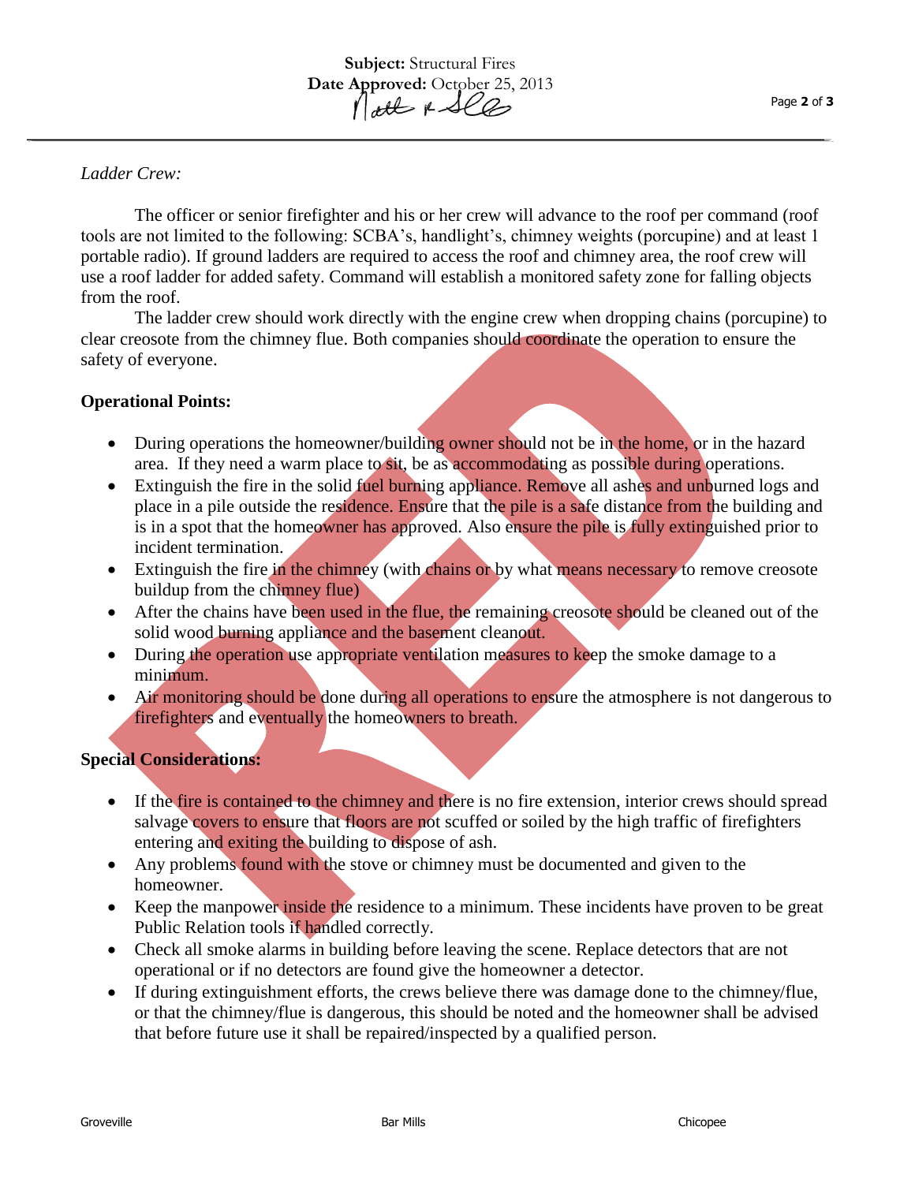*Ladder Crew:*

The officer or senior firefighter and his or her crew will advance to the roof per command (roof tools are not limited to the following: SCBA's, handlight's, chimney weights (porcupine) and at least 1 portable radio). If ground ladders are required to access the roof and chimney area, the roof crew will use a roof ladder for added safety. Command will establish a monitored safety zone for falling objects from the roof.

The ladder crew should work directly with the engine crew when dropping chains (porcupine) to clear creosote from the chimney flue. Both companies should coordinate the operation to ensure the safety of everyone.

**Operational Points:**

- During operations the homeowner/building owner should not be in the home, or in the hazard area. If they need a warm place to sit, be as accommodating as possible during operations.
- Extinguish the fire in the solid fuel burning appliance. Remove all ashes and unburned logs and place in a pile outside the residence. Ensure that the pile is a safe distance from the building and is in a spot that the homeowner has approved. Also ensure the pile is fully extinguished prior to incident termination.
- Extinguish the fire in the chimney (with chains or by what means necessary to remove creosote buildup from the chimney flue)
- After the chains have been used in the flue, the remaining creosote should be cleaned out of the solid wood burning appliance and the basement cleanout.
- During the operation use appropriate ventilation measures to keep the smoke damage to a minimum.
- Air monitoring should be done during all operations to ensure the atmosphere is not dangerous to firefighters and eventually the homeowners to breath.

**Special Considerations:**

- If the fire is contained to the chimney and there is no fire extension, interior crews should spread salvage covers to ensure that floors are not scuffed or soiled by the high traffic of firefighters entering and exiting the building to dispose of ash.
- Any problems found with the stove or chimney must be documented and given to the homeowner.
- Keep the manpower inside the residence to a minimum. These incidents have proven to be great Public Relation tools if handled correctly.
- Check all smoke alarms in building before leaving the scene. Replace detectors that are not operational or if no detectors are found give the homeowner a detector.
- If during extinguishment efforts, the crews believe there was damage done to the chimney/flue, or that the chimney/flue is dangerous, this should be noted and the homeowner shall be advised that before future use it shall be repaired/inspected by a qualified person.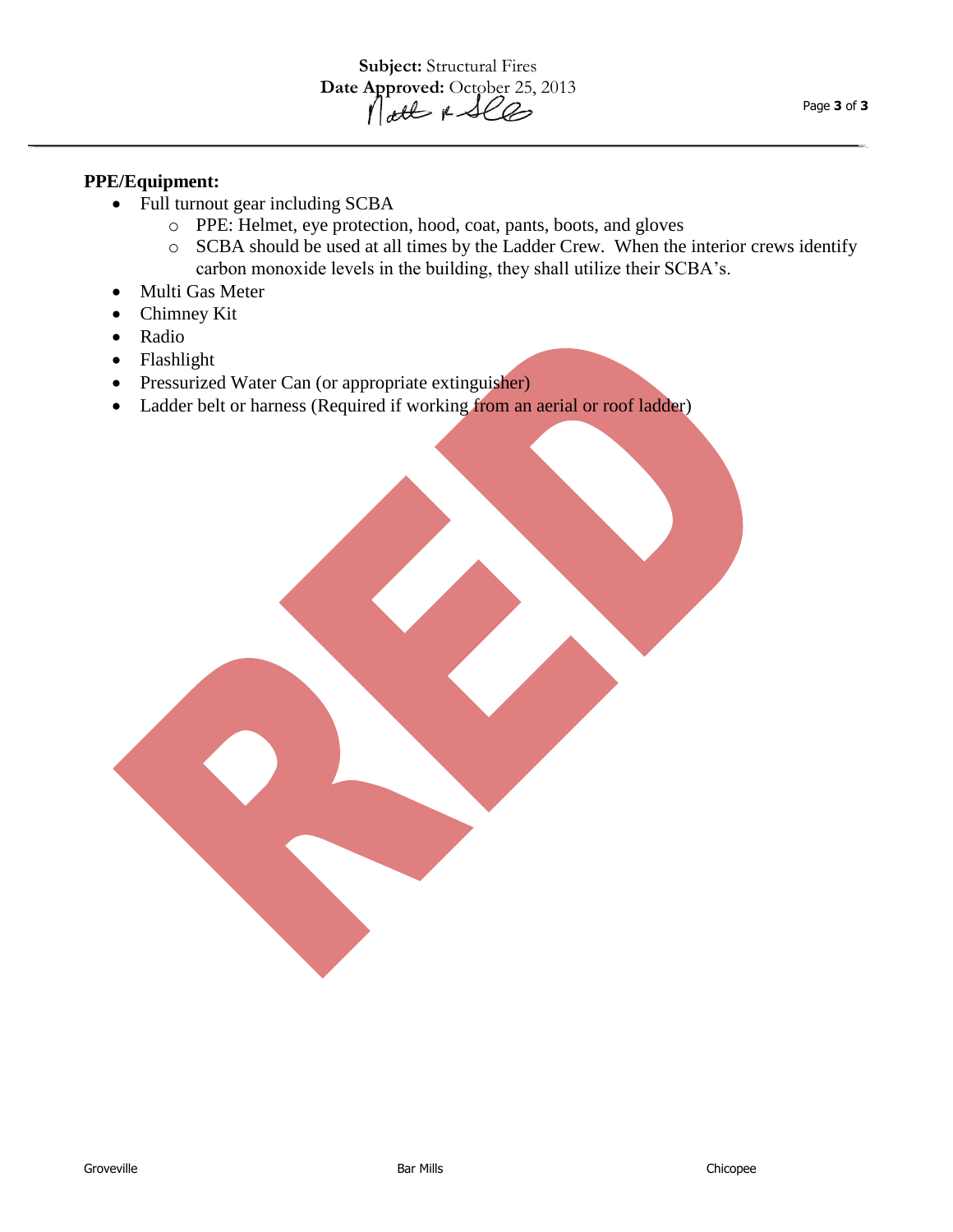**PPE/Equipment:**

- Full turnout gear including SCBA
  - PPE: Helmet, eye protection, hood, coat, pants, boots, and gloves
  - SCBA should be used at all times by the Ladder Crew. When the interior crews identify carbon monoxide levels in the building, they shall utilize their SCBA's.
- Multi Gas Meter
- Chimney Kit
- Radio
- Flashlight
- Pressurized Water Can (or appropriate extinguisher)
- Ladder belt or harness (Required if working from an aerial or roof ladder)